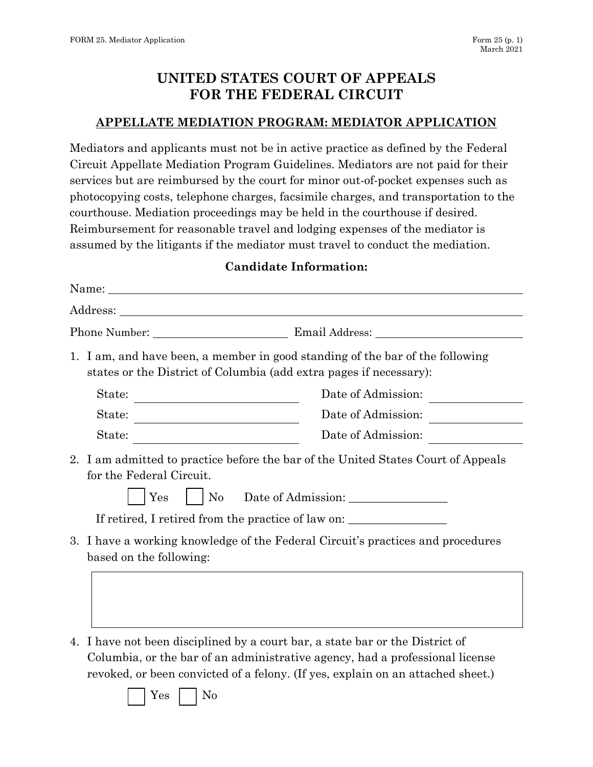# UNITED STATES COURT OF APPEALS FOR THE FEDERAL CIRCUIT

## APPELLATE MEDIATION PROGRAM: MEDIATOR APPLICATION

Mediators and applicants must not be in active practice as defined by the Federal Circuit Appellate Mediation Program Guidelines. Mediators are not paid for their services but are reimbursed by the court for minor out-of-pocket expenses such as photocopying costs, telephone charges, facsimile charges, and transportation to the courthouse. Mediation proceedings may be held in the courthouse if desired. Reimbursement for reasonable travel and lodging expenses of the mediator is assumed by the litigants if the mediator must travel to conduct the mediation.

**Candidate Information:**

Name: ______________________________

Address: ______________________________

Phone Number: ____________________ Email Address: ____________________

1. I am, and have been, a member in good standing of the bar of the following states or the District of Columbia (add extra pages if necessary):

   State: ____________________ Date of Admission: ____________

   State: ____________________ Date of Admission: ____________

   State: ____________________ Date of Admission: ____________

2. I am admitted to practice before the bar of the United States Court of Appeals for the Federal Circuit.

   ☐ Yes ☐ No Date of Admission: ________________

   If retired, I retired from the practice of law on: ________________

3. I have a working knowledge of the Federal Circuit's practices and procedures based on the following:

   ______________________________

4. I have not been disciplined by a court bar, a state bar or the District of Columbia, or the bar of an administrative agency, had a professional license revoked, or been convicted of a felony. (If yes, explain on an attached sheet.)

   ☐ Yes ☐ No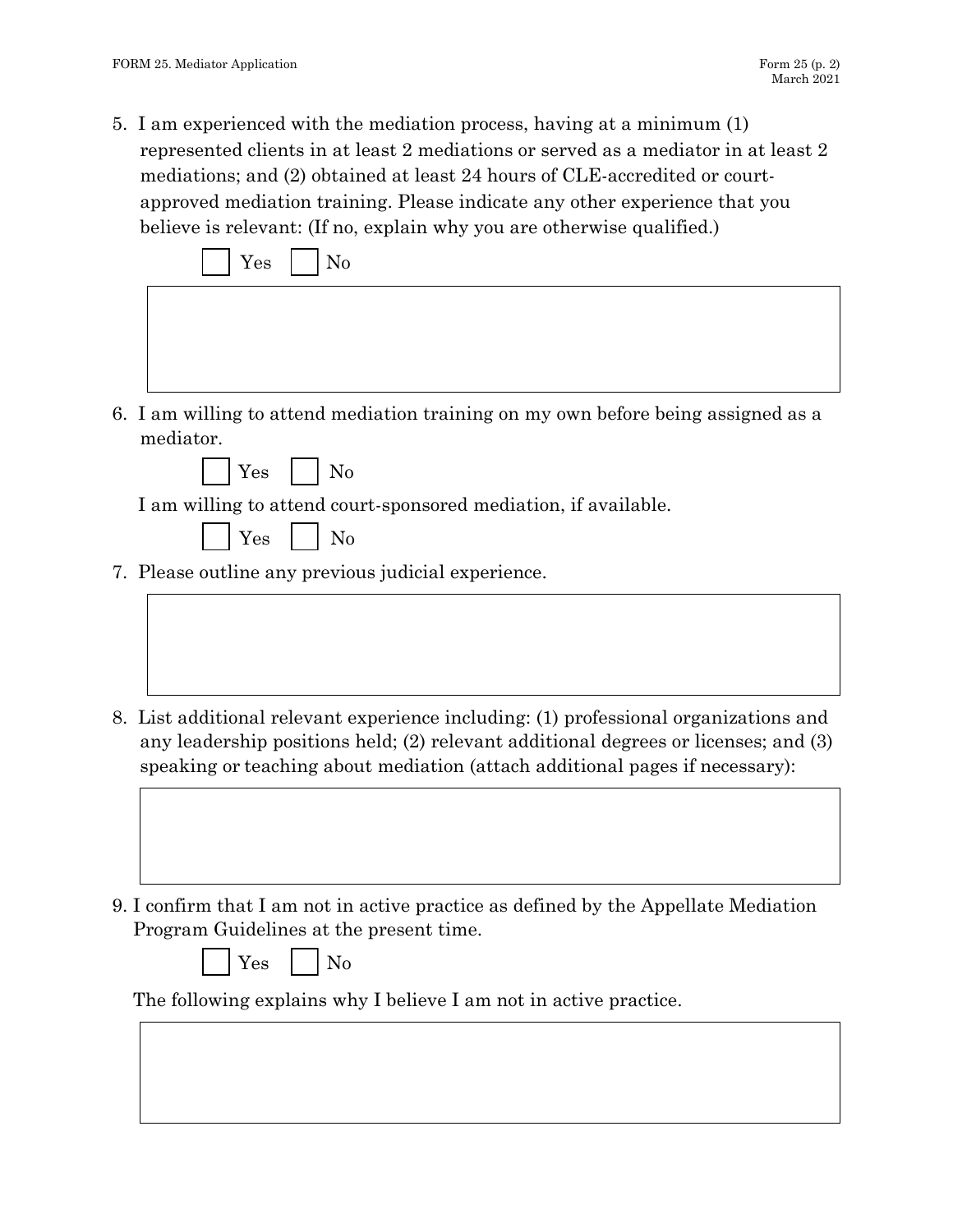5. I am experienced with the mediation process, having at a minimum (1) represented clients in at least 2 mediations or served as a mediator in at least 2 mediations; and (2) obtained at least 24 hours of CLE-accredited or court-approved mediation training. Please indicate any other experience that you believe is relevant: (If no, explain why you are otherwise qualified.)

   ☐ Yes ☐ No

6. I am willing to attend mediation training on my own before being assigned as a mediator.

   ☐ Yes ☐ No

   I am willing to attend court-sponsored mediation, if available.

   ☐ Yes ☐ No

7. Please outline any previous judicial experience.

8. List additional relevant experience including: (1) professional organizations and any leadership positions held; (2) relevant additional degrees or licenses; and (3) speaking or teaching about mediation (attach additional pages if necessary):

9. I confirm that I am not in active practice as defined by the Appellate Mediation Program Guidelines at the present time.

   ☐ Yes ☐ No

   The following explains why I believe I am not in active practice.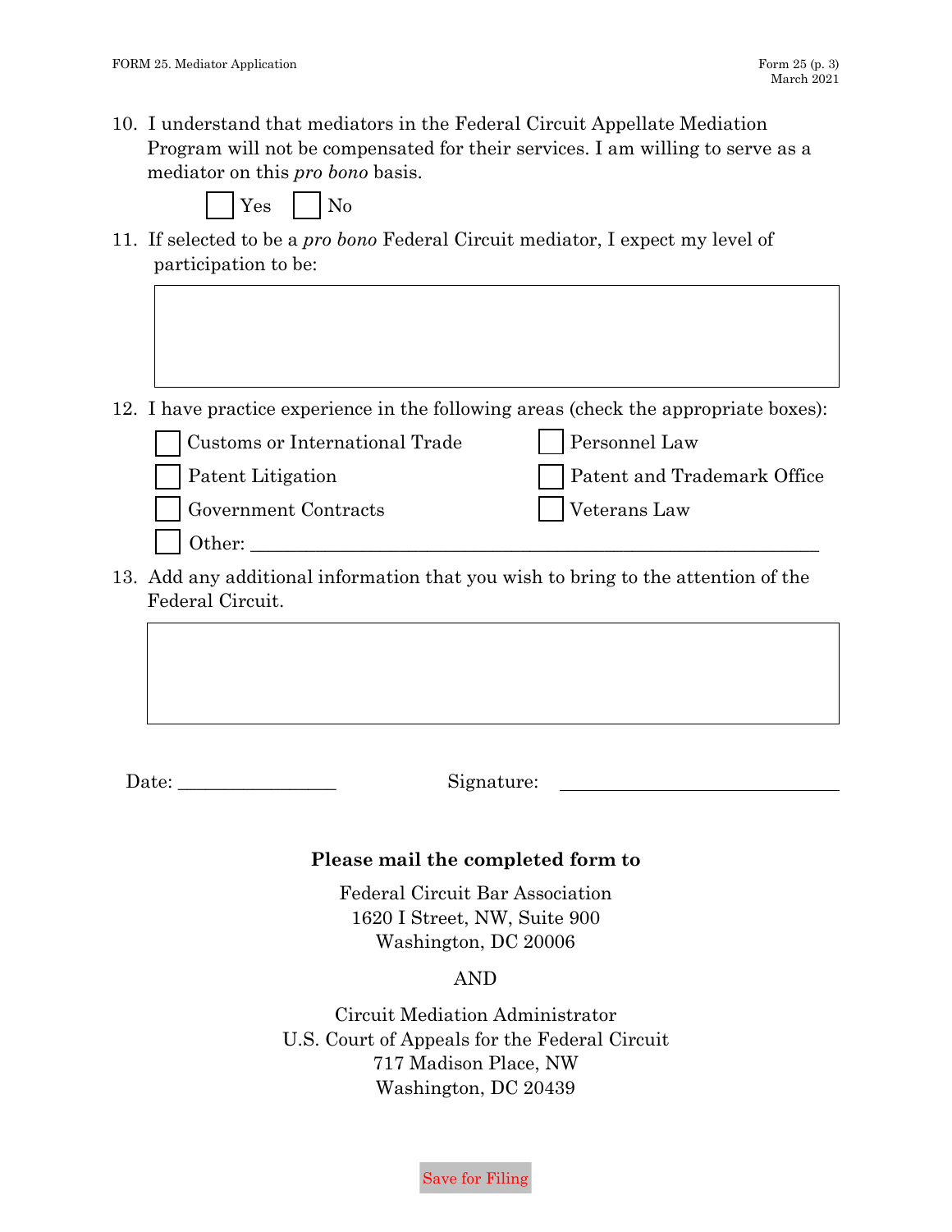10. I understand that mediators in the Federal Circuit Appellate Mediation Program will not be compensated for their services. I am willing to serve as a mediator on this *pro bono* basis.

    ☐ Yes ☐ No

11. If selected to be a *pro bono* Federal Circuit mediator, I expect my level of participation to be:

12. I have practice experience in the following areas (check the appropriate boxes):

    ☐ Customs or International Trade
    ☐ Patent Litigation
    ☐ Government Contracts
    ☐ Personnel Law
    ☐ Patent and Trademark Office
    ☐ Veterans Law
    ☐ Other: ______________________________________________

13. Add any additional information that you wish to bring to the attention of the Federal Circuit.

Date: ________________ Signature: ____________________________

**Please mail the completed form to**

Federal Circuit Bar Association
1620 I Street, NW, Suite 900
Washington, DC 20006

AND

Circuit Mediation Administrator
U.S. Court of Appeals for the Federal Circuit
717 Madison Place, NW
Washington, DC 20439

Save for Filing